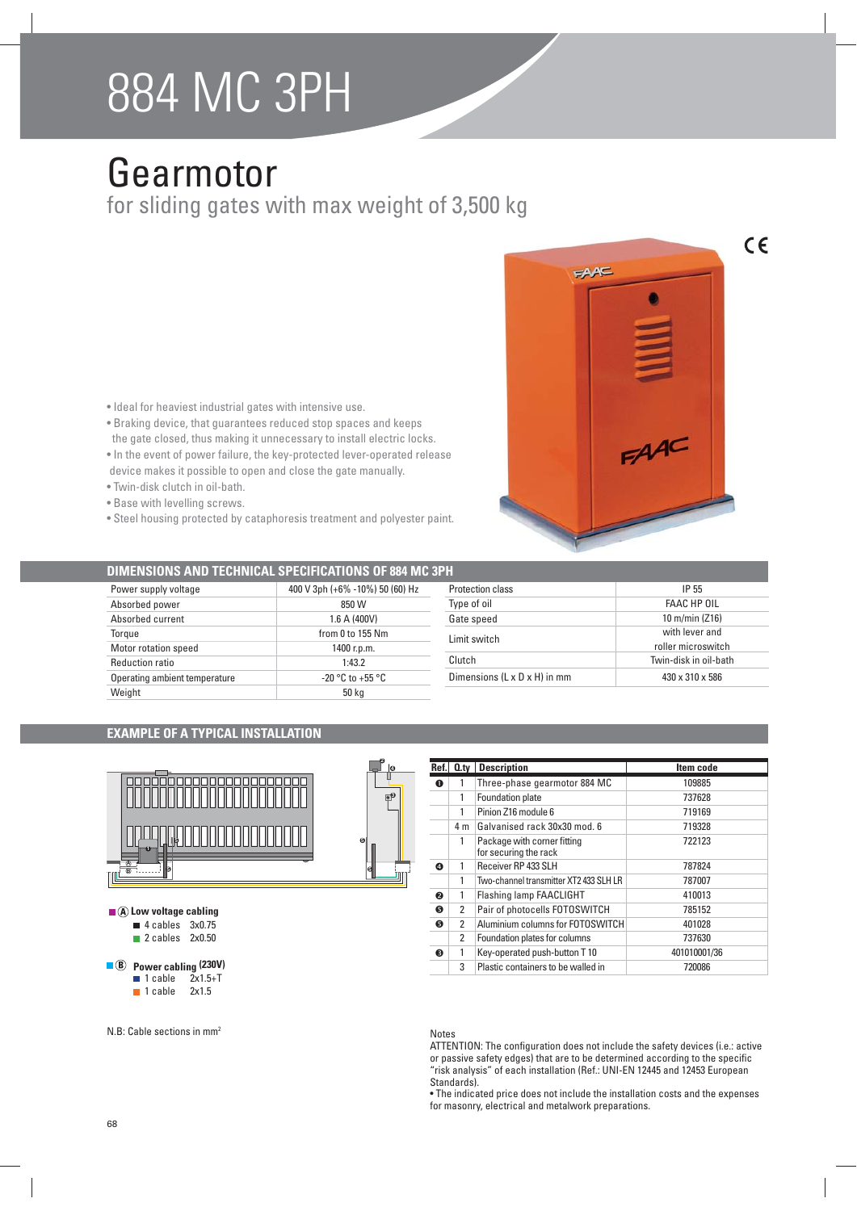# 884 MC 3PH

## Gearmotor

for sliding gates with max weight of 3,500 kg

- Ideal for heaviest industrial gates with intensive use.
- Braking device, that guarantees reduced stop spaces and keeps the gate closed, thus making it unnecessary to install electric locks.
- In the event of power failure, the key-protected lever-operated release device makes it possible to open and close the gate manually.
- Twin-disk clutch in oil-bath.
- Base with levelling screws.
- Steel housing protected by cataphoresis treatment and polyester paint.

### DIMENSIONS AND TECHNICAL SPECIFICATIONS OF 884 MC 3PH

| | |
|---|---|
| Power supply voltage | 400 V 3ph (+6% -10%) 50 (60) Hz |
| Absorbed power | 850 W |
| Absorbed current | 1.6 A (400V) |
| Torque | from 0 to 155 Nm |
| Motor rotation speed | 1400 r.p.m. |
| Reduction ratio | 1:43.2 |
| Operating ambient temperature | -20 °C to +55 °C |
| Weight | 50 kg |
| Protection class | IP 55 |
| Type of oil | FAAC HP OIL |
| Gate speed | 10 m/min (Z16) |
| Limit switch | with lever and roller microswitch |
| Clutch | Twin-disk in oil-bath |
| Dimensions (L x D x H) in mm | 430 x 310 x 586 |

### EXAMPLE OF A TYPICAL INSTALLATION

**A Low voltage cabling**
- 4 cables 3x0.75
- 2 cables 2x0.50

**B Power cabling (230V)**
- 1 cable 2x1.5+T
- 1 cable 2x1.5

N.B: Cable sections in mm²

| Ref. | Q.ty | Description | Item code |
|---|---|---|---|
| 1 | 1 | Three-phase gearmotor 884 MC | 109885 |
| | 1 | Foundation plate | 737628 |
| | 1 | Pinion Z16 module 6 | 719169 |
| | 4 m | Galvanised rack 30x30 mod. 6 | 719328 |
| | 1 | Package with corner fitting for securing the rack | 722123 |
| 4 | 1 | Receiver RP 433 SLH | 787824 |
| | 1 | Two-channel transmitter XT2 433 SLH LR | 787007 |
| 2 | 1 | Flashing lamp FAACLIGHT | 410013 |
| 5 | 2 | Pair of photocells FOTOSWITCH | 785152 |
| 5 | 2 | Aluminium columns for FOTOSWITCH | 401028 |
| | 2 | Foundation plates for columns | 737630 |
| 3 | 1 | Key-operated push-button T 10 | 401010001/36 |
| | 3 | Plastic containers to be walled in | 720086 |

Notes

ATTENTION: The configuration does not include the safety devices (i.e.: active or passive safety edges) that are to be determined according to the specific "risk analysis" of each installation (Ref.: UNI-EN 12445 and 12453 European Standards).

- The indicated price does not include the installation costs and the expenses for masonry, electrical and metalwork preparations.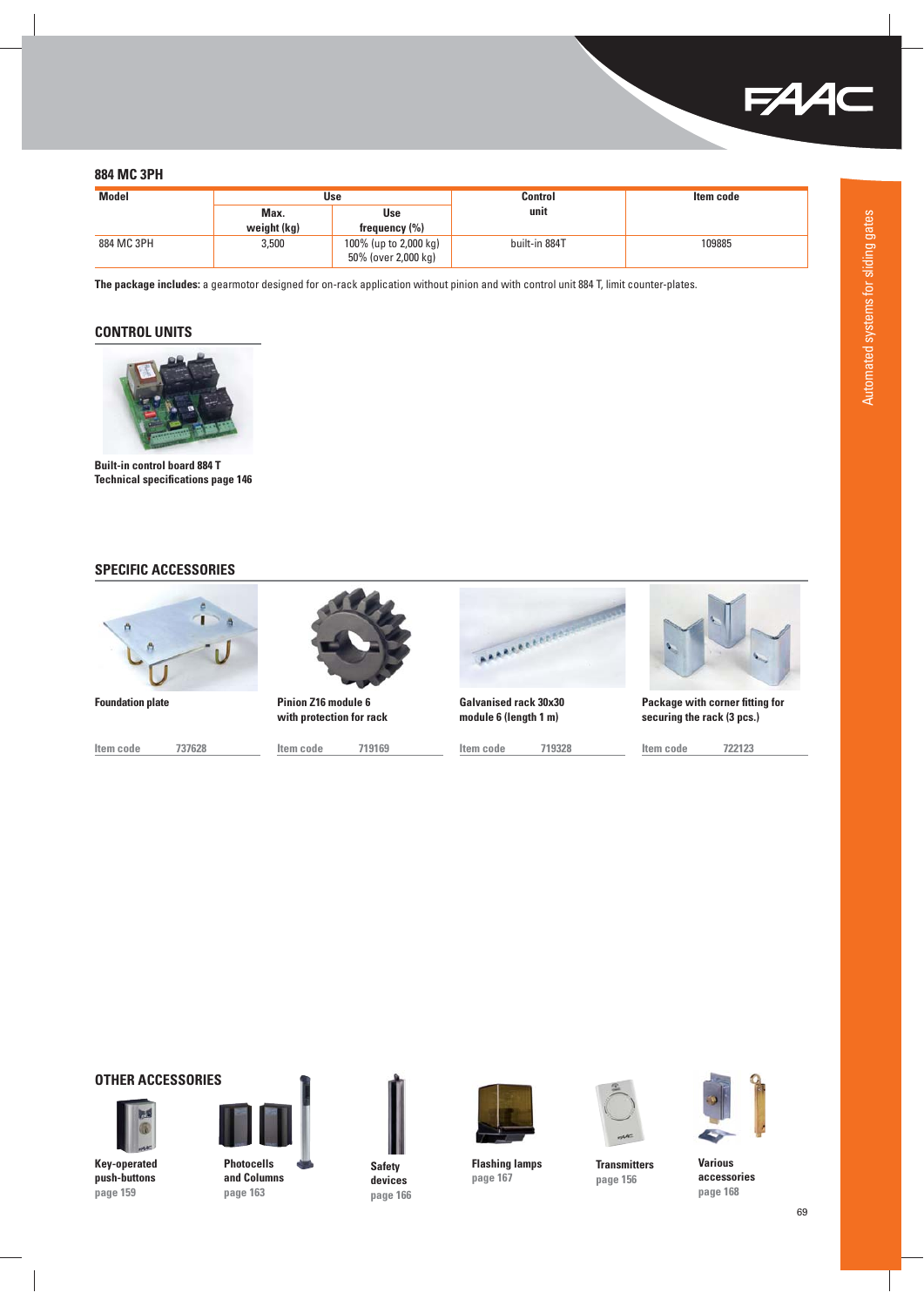## 884 MC 3PH

| Model | Use | | Control unit | Item code |
|---|---|---|---|---|
| | Max. weight (kg) | Use frequency (%) | | |
| 884 MC 3PH | 3,500 | 100% (up to 2,000 kg)<br>50% (over 2,000 kg) | built-in 884T | 109885 |

**The package includes:** a gearmotor designed for on-rack application without pinion and with control unit 884 T, limit counter-plates.

## CONTROL UNITS

**Built-in control board 884 T**
**Technical specifications page 146**

## SPECIFIC ACCESSORIES

**Foundation plate**

Item code 737628

**Pinion Z16 module 6 with protection for rack**

Item code 719169

**Galvanised rack 30x30 module 6 (length 1 m)**

Item code 719328

**Package with corner fitting for securing the rack (3 pcs.)**

Item code 722123

## OTHER ACCESSORIES

**Key-operated push-buttons**
page 159

**Photocells and Columns**
page 163

**Safety devices**
page 166

**Flashing lamps**
page 167

**Transmitters**
page 156

**Various accessories**
page 168

Automated systems for sliding gates